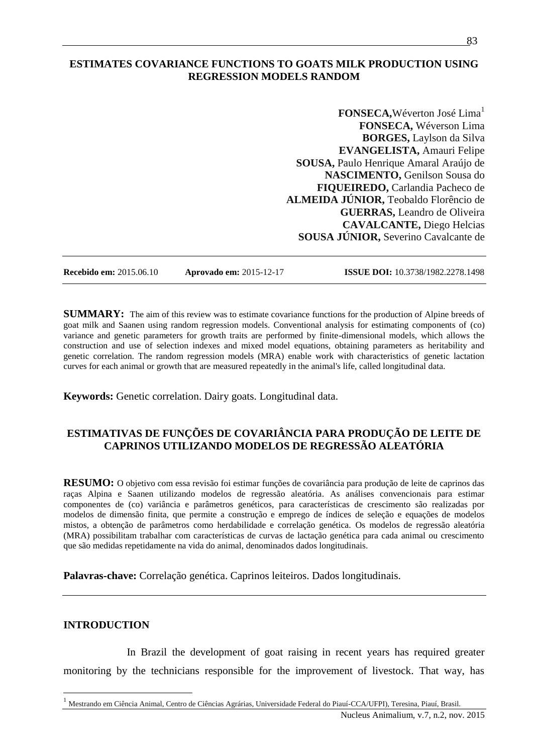# ESTIMATES COVARIANCE FUNCTIONS TO GOATS MILK PRODUCTION USING REGRESSION MODELS RANDOM

**FONSECA,** Wéverton José Lima[1]
**FONSECA,** Wéverson Lima
**BORGES,** Laylson da Silva
**EVANGELISTA,** Amauri Felipe
**SOUSA,** Paulo Henrique Amaral Araújo de
**NASCIMENTO,** Genilson Sousa do
**FIQUEIREDO,** Carlandia Pacheco de
**ALMEIDA JÚNIOR,** Teobaldo Florêncio de
**GUERRAS,** Leandro de Oliveira
**CAVALCANTE,** Diego Helcias
**SOUSA JÚNIOR,** Severino Cavalcante de

**Recebido em:** 2015.06.10 **Aprovado em:** 2015-12-17 **ISSUE DOI:** 10.3738/1982.2278.1498

**SUMMARY:** The aim of this review was to estimate covariance functions for the production of Alpine breeds of goat milk and Saanen using random regression models. Conventional analysis for estimating components of (co) variance and genetic parameters for growth traits are performed by finite-dimensional models, which allows the construction and use of selection indexes and mixed model equations, obtaining parameters as heritability and genetic correlation. The random regression models (MRA) enable work with characteristics of genetic lactation curves for each animal or growth that are measured repeatedly in the animal's life, called longitudinal data.

**Keywords:** Genetic correlation. Dairy goats. Longitudinal data.

# ESTIMATIVAS DE FUNÇÕES DE COVARIÂNCIA PARA PRODUÇÃO DE LEITE DE CAPRINOS UTILIZANDO MODELOS DE REGRESSÃO ALEATÓRIA

**RESUMO:** O objetivo com essa revisão foi estimar funções de covariância para produção de leite de caprinos das raças Alpina e Saanen utilizando modelos de regressão aleatória. As análises convencionais para estimar componentes de (co) variância e parâmetros genéticos, para características de crescimento são realizadas por modelos de dimensão finita, que permite a construção e emprego de índices de seleção e equações de modelos mistos, a obtenção de parâmetros como herdabilidade e correlação genética. Os modelos de regressão aleatória (MRA) possibilitam trabalhar com características de curvas de lactação genética para cada animal ou crescimento que são medidas repetidamente na vida do animal, denominados dados longitudinais.

**Palavras-chave:** Correlação genética. Caprinos leiteiros. Dados longitudinais.

## INTRODUCTION

In Brazil the development of goat raising in recent years has required greater monitoring by the technicians responsible for the improvement of livestock. That way, has

[1] Mestrando em Ciência Animal, Centro de Ciências Agrárias, Universidade Federal do Piauí-CCA/UFPI), Teresina, Piauí, Brasil.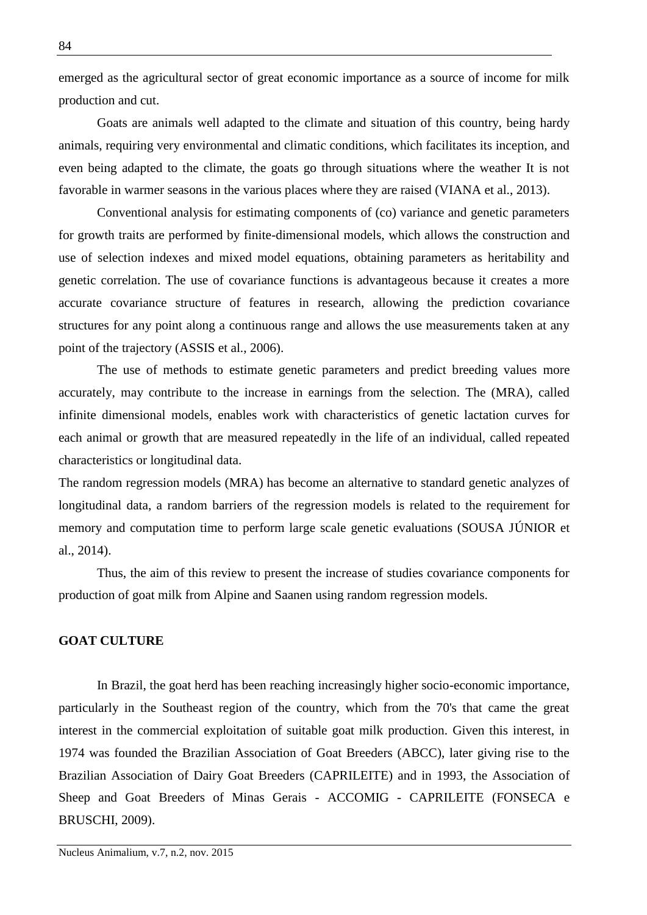emerged as the agricultural sector of great economic importance as a source of income for milk production and cut.

Goats are animals well adapted to the climate and situation of this country, being hardy animals, requiring very environmental and climatic conditions, which facilitates its inception, and even being adapted to the climate, the goats go through situations where the weather It is not favorable in warmer seasons in the various places where they are raised (VIANA et al., 2013).

Conventional analysis for estimating components of (co) variance and genetic parameters for growth traits are performed by finite-dimensional models, which allows the construction and use of selection indexes and mixed model equations, obtaining parameters as heritability and genetic correlation. The use of covariance functions is advantageous because it creates a more accurate covariance structure of features in research, allowing the prediction covariance structures for any point along a continuous range and allows the use measurements taken at any point of the trajectory (ASSIS et al., 2006).

The use of methods to estimate genetic parameters and predict breeding values more accurately, may contribute to the increase in earnings from the selection. The (MRA), called infinite dimensional models, enables work with characteristics of genetic lactation curves for each animal or growth that are measured repeatedly in the life of an individual, called repeated characteristics or longitudinal data.

The random regression models (MRA) has become an alternative to standard genetic analyzes of longitudinal data, a random barriers of the regression models is related to the requirement for memory and computation time to perform large scale genetic evaluations (SOUSA JÚNIOR et al., 2014).

Thus, the aim of this review to present the increase of studies covariance components for production of goat milk from Alpine and Saanen using random regression models.

## GOAT CULTURE

In Brazil, the goat herd has been reaching increasingly higher socio-economic importance, particularly in the Southeast region of the country, which from the 70's that came the great interest in the commercial exploitation of suitable goat milk production. Given this interest, in 1974 was founded the Brazilian Association of Goat Breeders (ABCC), later giving rise to the Brazilian Association of Dairy Goat Breeders (CAPRILEITE) and in 1993, the Association of Sheep and Goat Breeders of Minas Gerais - ACCOMIG - CAPRILEITE (FONSECA e BRUSCHI, 2009).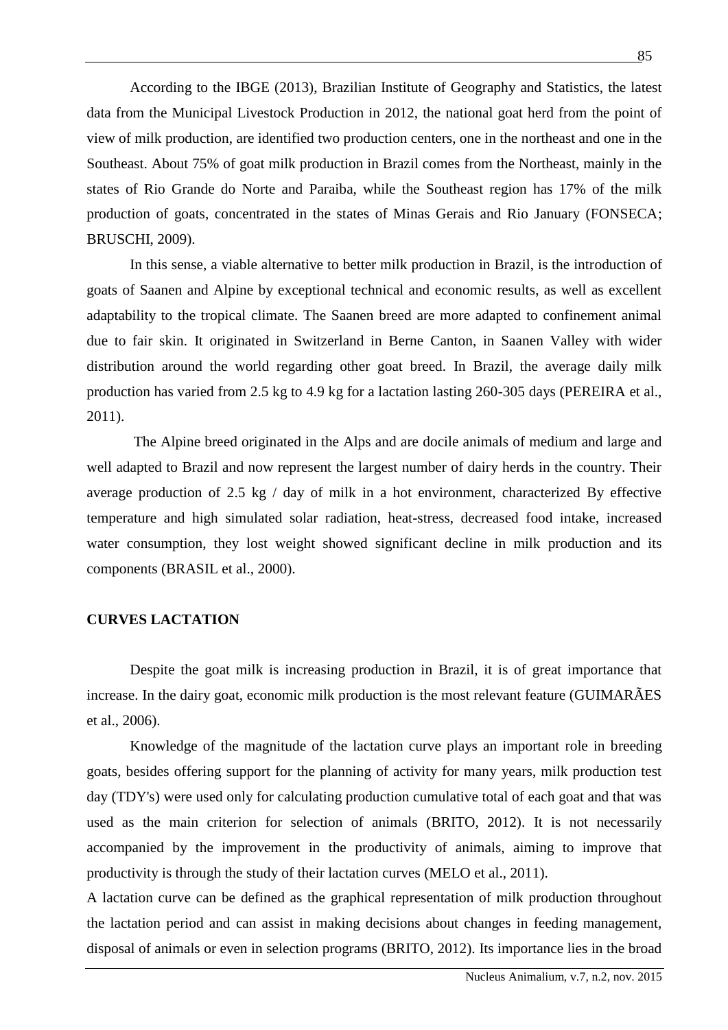According to the IBGE (2013), Brazilian Institute of Geography and Statistics, the latest data from the Municipal Livestock Production in 2012, the national goat herd from the point of view of milk production, are identified two production centers, one in the northeast and one in the Southeast. About 75% of goat milk production in Brazil comes from the Northeast, mainly in the states of Rio Grande do Norte and Paraiba, while the Southeast region has 17% of the milk production of goats, concentrated in the states of Minas Gerais and Rio January (FONSECA; BRUSCHI, 2009).

In this sense, a viable alternative to better milk production in Brazil, is the introduction of goats of Saanen and Alpine by exceptional technical and economic results, as well as excellent adaptability to the tropical climate. The Saanen breed are more adapted to confinement animal due to fair skin. It originated in Switzerland in Berne Canton, in Saanen Valley with wider distribution around the world regarding other goat breed. In Brazil, the average daily milk production has varied from 2.5 kg to 4.9 kg for a lactation lasting 260-305 days (PEREIRA et al., 2011).

The Alpine breed originated in the Alps and are docile animals of medium and large and well adapted to Brazil and now represent the largest number of dairy herds in the country. Their average production of 2.5 kg / day of milk in a hot environment, characterized By effective temperature and high simulated solar radiation, heat-stress, decreased food intake, increased water consumption, they lost weight showed significant decline in milk production and its components (BRASIL et al., 2000).

## CURVES LACTATION

Despite the goat milk is increasing production in Brazil, it is of great importance that increase. In the dairy goat, economic milk production is the most relevant feature (GUIMARÃES et al., 2006).

Knowledge of the magnitude of the lactation curve plays an important role in breeding goats, besides offering support for the planning of activity for many years, milk production test day (TDY's) were used only for calculating production cumulative total of each goat and that was used as the main criterion for selection of animals (BRITO, 2012). It is not necessarily accompanied by the improvement in the productivity of animals, aiming to improve that productivity is through the study of their lactation curves (MELO et al., 2011).

A lactation curve can be defined as the graphical representation of milk production throughout the lactation period and can assist in making decisions about changes in feeding management, disposal of animals or even in selection programs (BRITO, 2012). Its importance lies in the broad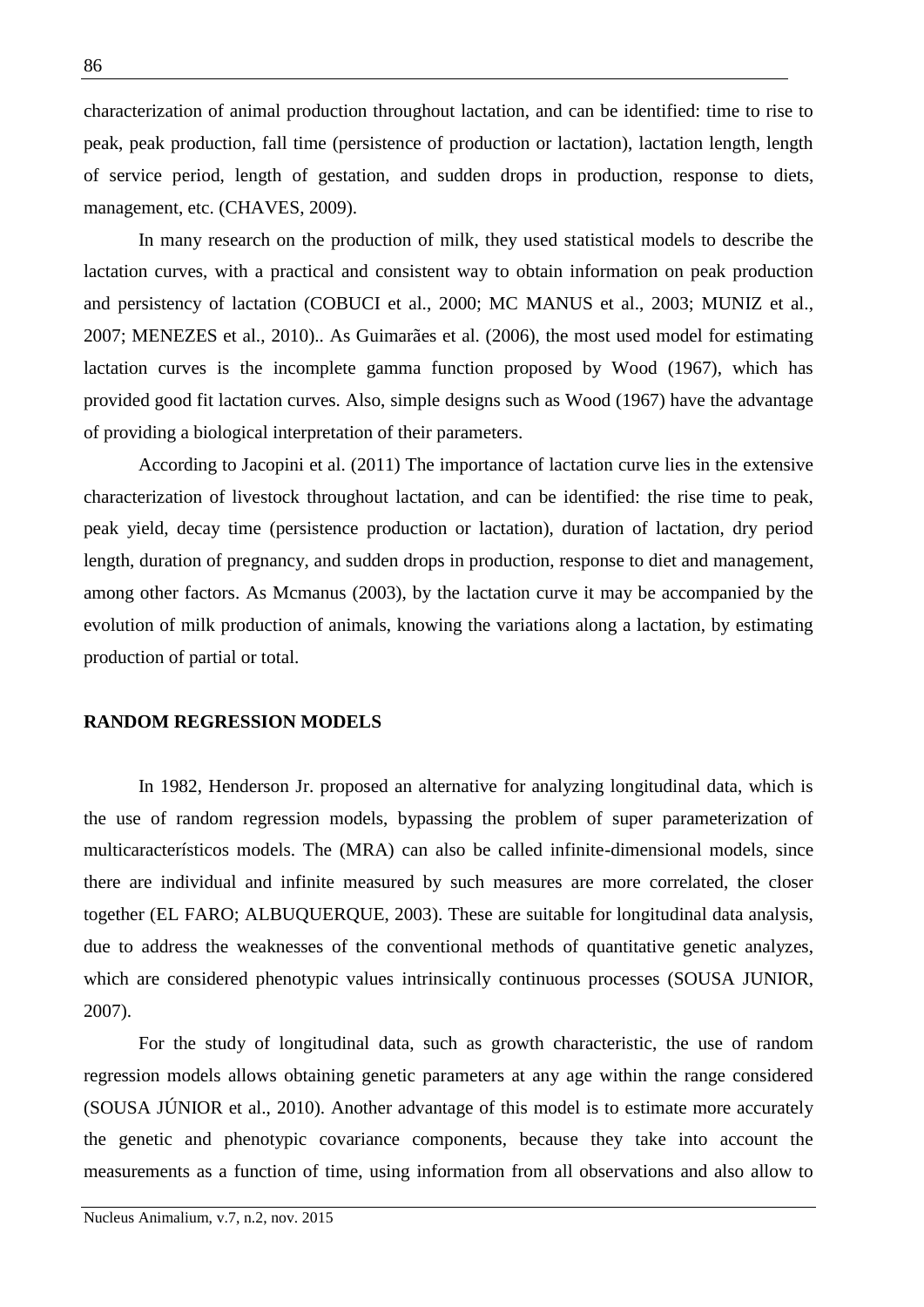characterization of animal production throughout lactation, and can be identified: time to rise to peak, peak production, fall time (persistence of production or lactation), lactation length, length of service period, length of gestation, and sudden drops in production, response to diets, management, etc. (CHAVES, 2009).

In many research on the production of milk, they used statistical models to describe the lactation curves, with a practical and consistent way to obtain information on peak production and persistency of lactation (COBUCI et al., 2000; MC MANUS et al., 2003; MUNIZ et al., 2007; MENEZES et al., 2010).. As Guimarães et al. (2006), the most used model for estimating lactation curves is the incomplete gamma function proposed by Wood (1967), which has provided good fit lactation curves. Also, simple designs such as Wood (1967) have the advantage of providing a biological interpretation of their parameters.

According to Jacopini et al. (2011) The importance of lactation curve lies in the extensive characterization of livestock throughout lactation, and can be identified: the rise time to peak, peak yield, decay time (persistence production or lactation), duration of lactation, dry period length, duration of pregnancy, and sudden drops in production, response to diet and management, among other factors. As Mcmanus (2003), by the lactation curve it may be accompanied by the evolution of milk production of animals, knowing the variations along a lactation, by estimating production of partial or total.

## RANDOM REGRESSION MODELS

In 1982, Henderson Jr. proposed an alternative for analyzing longitudinal data, which is the use of random regression models, bypassing the problem of super parameterization of multicaracterísticos models. The (MRA) can also be called infinite-dimensional models, since there are individual and infinite measured by such measures are more correlated, the closer together (EL FARO; ALBUQUERQUE, 2003). These are suitable for longitudinal data analysis, due to address the weaknesses of the conventional methods of quantitative genetic analyzes, which are considered phenotypic values intrinsically continuous processes (SOUSA JUNIOR, 2007).

For the study of longitudinal data, such as growth characteristic, the use of random regression models allows obtaining genetic parameters at any age within the range considered (SOUSA JÚNIOR et al., 2010). Another advantage of this model is to estimate more accurately the genetic and phenotypic covariance components, because they take into account the measurements as a function of time, using information from all observations and also allow to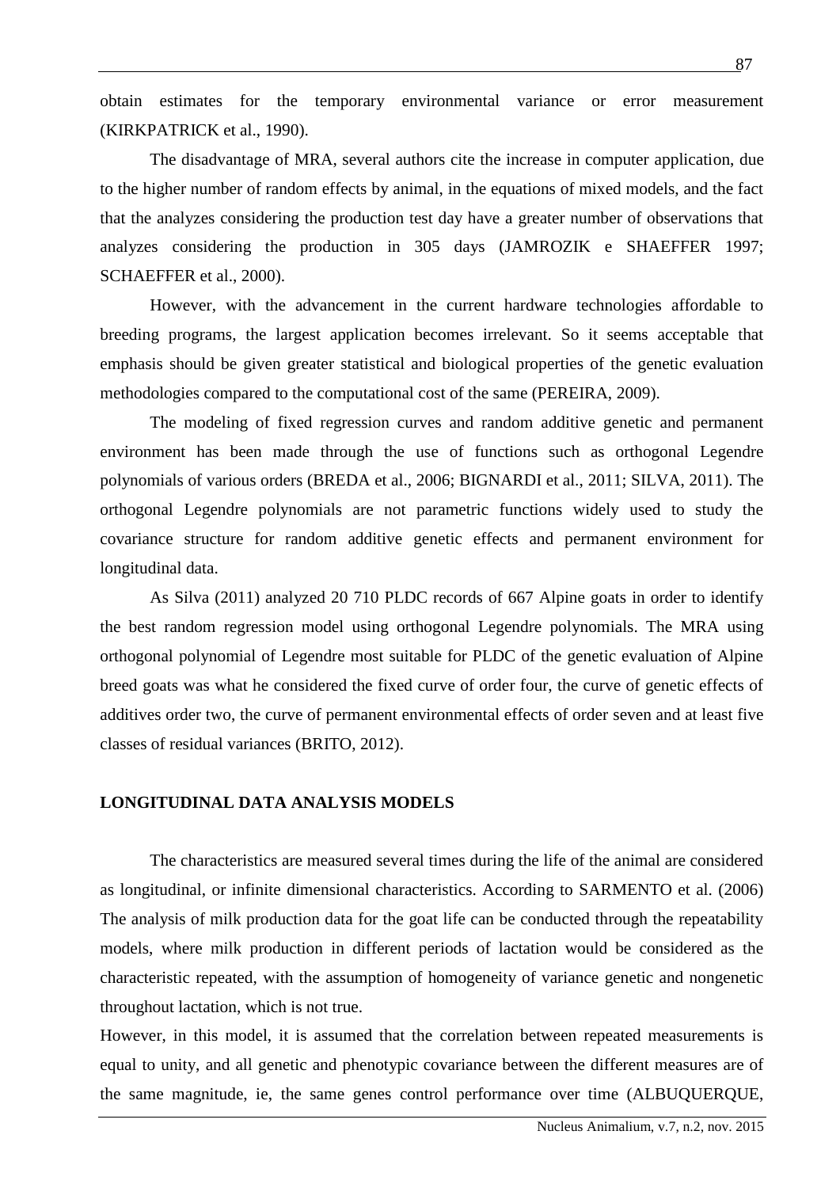obtain estimates for the temporary environmental variance or error measurement (KIRKPATRICK et al., 1990).

The disadvantage of MRA, several authors cite the increase in computer application, due to the higher number of random effects by animal, in the equations of mixed models, and the fact that the analyzes considering the production test day have a greater number of observations that analyzes considering the production in 305 days (JAMROZIK e SHAEFFER 1997; SCHAEFFER et al., 2000).

However, with the advancement in the current hardware technologies affordable to breeding programs, the largest application becomes irrelevant. So it seems acceptable that emphasis should be given greater statistical and biological properties of the genetic evaluation methodologies compared to the computational cost of the same (PEREIRA, 2009).

The modeling of fixed regression curves and random additive genetic and permanent environment has been made through the use of functions such as orthogonal Legendre polynomials of various orders (BREDA et al., 2006; BIGNARDI et al., 2011; SILVA, 2011). The orthogonal Legendre polynomials are not parametric functions widely used to study the covariance structure for random additive genetic effects and permanent environment for longitudinal data.

As Silva (2011) analyzed 20 710 PLDC records of 667 Alpine goats in order to identify the best random regression model using orthogonal Legendre polynomials. The MRA using orthogonal polynomial of Legendre most suitable for PLDC of the genetic evaluation of Alpine breed goats was what he considered the fixed curve of order four, the curve of genetic effects of additives order two, the curve of permanent environmental effects of order seven and at least five classes of residual variances (BRITO, 2012).

## LONGITUDINAL DATA ANALYSIS MODELS

The characteristics are measured several times during the life of the animal are considered as longitudinal, or infinite dimensional characteristics. According to SARMENTO et al. (2006) The analysis of milk production data for the goat life can be conducted through the repeatability models, where milk production in different periods of lactation would be considered as the characteristic repeated, with the assumption of homogeneity of variance genetic and nongenetic throughout lactation, which is not true.

However, in this model, it is assumed that the correlation between repeated measurements is equal to unity, and all genetic and phenotypic covariance between the different measures are of the same magnitude, ie, the same genes control performance over time (ALBUQUERQUE,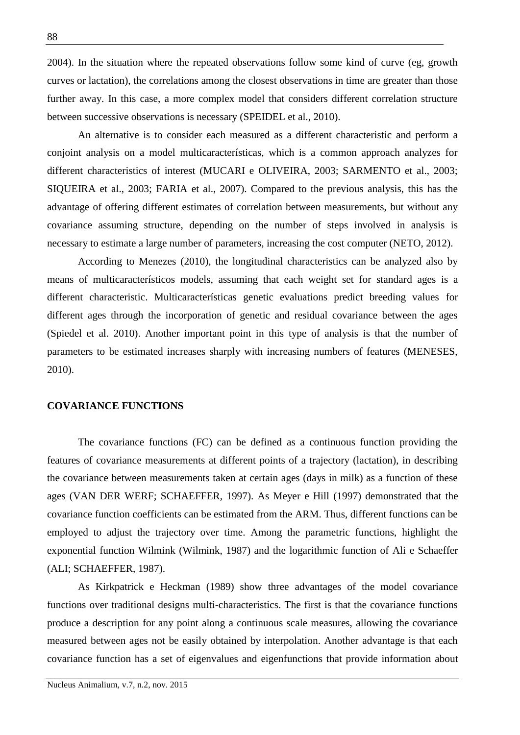2004). In the situation where the repeated observations follow some kind of curve (eg, growth curves or lactation), the correlations among the closest observations in time are greater than those further away. In this case, a more complex model that considers different correlation structure between successive observations is necessary (SPEIDEL et al., 2010).

An alternative is to consider each measured as a different characteristic and perform a conjoint analysis on a model multicaracterísticas, which is a common approach analyzes for different characteristics of interest (MUCARI e OLIVEIRA, 2003; SARMENTO et al., 2003; SIQUEIRA et al., 2003; FARIA et al., 2007). Compared to the previous analysis, this has the advantage of offering different estimates of correlation between measurements, but without any covariance assuming structure, depending on the number of steps involved in analysis is necessary to estimate a large number of parameters, increasing the cost computer (NETO, 2012).

According to Menezes (2010), the longitudinal characteristics can be analyzed also by means of multicaracterísticos models, assuming that each weight set for standard ages is a different characteristic. Multicaracterísticas genetic evaluations predict breeding values for different ages through the incorporation of genetic and residual covariance between the ages (Spiedel et al. 2010). Another important point in this type of analysis is that the number of parameters to be estimated increases sharply with increasing numbers of features (MENESES, 2010).

**COVARIANCE FUNCTIONS**

The covariance functions (FC) can be defined as a continuous function providing the features of covariance measurements at different points of a trajectory (lactation), in describing the covariance between measurements taken at certain ages (days in milk) as a function of these ages (VAN DER WERF; SCHAEFFER, 1997). As Meyer e Hill (1997) demonstrated that the covariance function coefficients can be estimated from the ARM. Thus, different functions can be employed to adjust the trajectory over time. Among the parametric functions, highlight the exponential function Wilmink (Wilmink, 1987) and the logarithmic function of Ali e Schaeffer (ALI; SCHAEFFER, 1987).

As Kirkpatrick e Heckman (1989) show three advantages of the model covariance functions over traditional designs multi-characteristics. The first is that the covariance functions produce a description for any point along a continuous scale measures, allowing the covariance measured between ages not be easily obtained by interpolation. Another advantage is that each covariance function has a set of eigenvalues and eigenfunctions that provide information about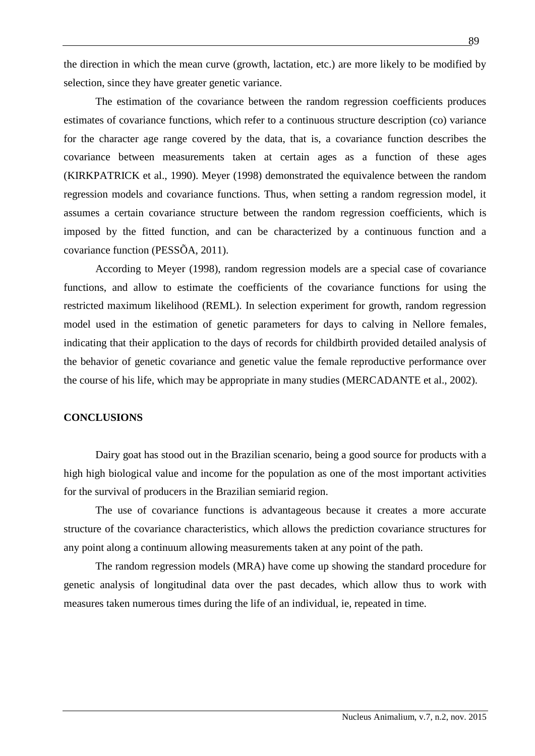the direction in which the mean curve (growth, lactation, etc.) are more likely to be modified by selection, since they have greater genetic variance.

The estimation of the covariance between the random regression coefficients produces estimates of covariance functions, which refer to a continuous structure description (co) variance for the character age range covered by the data, that is, a covariance function describes the covariance between measurements taken at certain ages as a function of these ages (KIRKPATRICK et al., 1990). Meyer (1998) demonstrated the equivalence between the random regression models and covariance functions. Thus, when setting a random regression model, it assumes a certain covariance structure between the random regression coefficients, which is imposed by the fitted function, and can be characterized by a continuous function and a covariance function (PESSÕA, 2011).

According to Meyer (1998), random regression models are a special case of covariance functions, and allow to estimate the coefficients of the covariance functions for using the restricted maximum likelihood (REML). In selection experiment for growth, random regression model used in the estimation of genetic parameters for days to calving in Nellore females, indicating that their application to the days of records for childbirth provided detailed analysis of the behavior of genetic covariance and genetic value the female reproductive performance over the course of his life, which may be appropriate in many studies (MERCADANTE et al., 2002).

## CONCLUSIONS

Dairy goat has stood out in the Brazilian scenario, being a good source for products with a high high biological value and income for the population as one of the most important activities for the survival of producers in the Brazilian semiarid region.

The use of covariance functions is advantageous because it creates a more accurate structure of the covariance characteristics, which allows the prediction covariance structures for any point along a continuum allowing measurements taken at any point of the path.

The random regression models (MRA) have come up showing the standard procedure for genetic analysis of longitudinal data over the past decades, which allow thus to work with measures taken numerous times during the life of an individual, ie, repeated in time.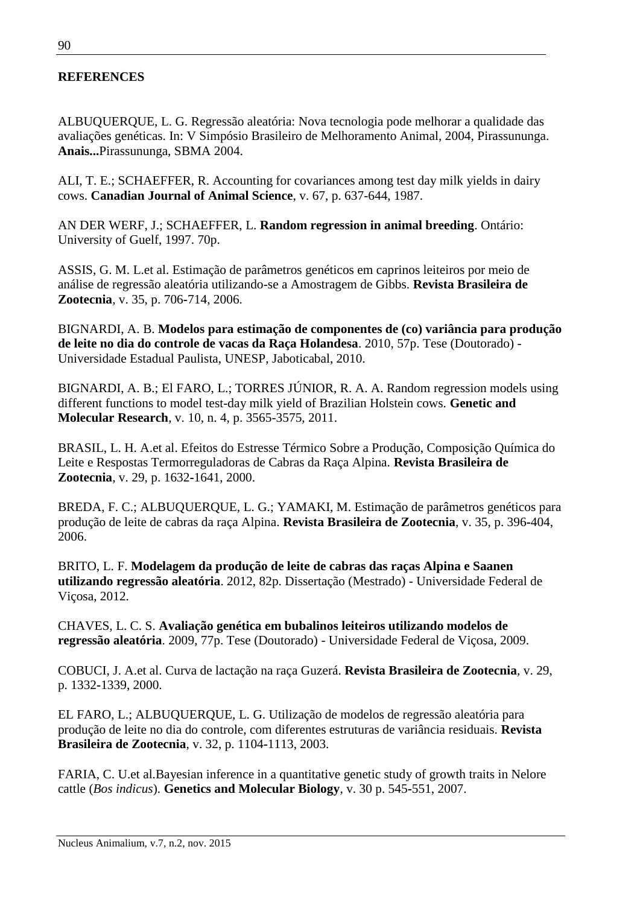**REFERENCES**

ALBUQUERQUE, L. G. Regressão aleatória: Nova tecnologia pode melhorar a qualidade das avaliações genéticas. In: V Simpósio Brasileiro de Melhoramento Animal, 2004, Pirassununga. **Anais...**Pirassununga, SBMA 2004.

ALI, T. E.; SCHAEFFER, R. Accounting for covariances among test day milk yields in dairy cows. **Canadian Journal of Animal Science**, v. 67, p. 637-644, 1987.

AN DER WERF, J.; SCHAEFFER, L. **Random regression in animal breeding**. Ontário: University of Guelf, 1997. 70p.

ASSIS, G. M. L.et al. Estimação de parâmetros genéticos em caprinos leiteiros por meio de análise de regressão aleatória utilizando-se a Amostragem de Gibbs. **Revista Brasileira de Zootecnia**, v. 35, p. 706-714, 2006.

BIGNARDI, A. B. **Modelos para estimação de componentes de (co) variância para produção de leite no dia do controle de vacas da Raça Holandesa**. 2010, 57p. Tese (Doutorado) - Universidade Estadual Paulista, UNESP, Jaboticabal, 2010.

BIGNARDI, A. B.; El FARO, L.; TORRES JÚNIOR, R. A. A. Random regression models using different functions to model test-day milk yield of Brazilian Holstein cows. **Genetic and Molecular Research**, v. 10, n. 4, p. 3565-3575, 2011.

BRASIL, L. H. A.et al. Efeitos do Estresse Térmico Sobre a Produção, Composição Química do Leite e Respostas Termorreguladoras de Cabras da Raça Alpina. **Revista Brasileira de Zootecnia**, v. 29, p. 1632-1641, 2000.

BREDA, F. C.; ALBUQUERQUE, L. G.; YAMAKI, M. Estimação de parâmetros genéticos para produção de leite de cabras da raça Alpina. **Revista Brasileira de Zootecnia**, v. 35, p. 396-404, 2006.

BRITO, L. F. **Modelagem da produção de leite de cabras das raças Alpina e Saanen utilizando regressão aleatória**. 2012, 82p. Dissertação (Mestrado) - Universidade Federal de Viçosa, 2012.

CHAVES, L. C. S. **Avaliação genética em bubalinos leiteiros utilizando modelos de regressão aleatória**. 2009, 77p. Tese (Doutorado) - Universidade Federal de Viçosa, 2009.

COBUCI, J. A.et al. Curva de lactação na raça Guzerá. **Revista Brasileira de Zootecnia**, v. 29, p. 1332-1339, 2000.

EL FARO, L.; ALBUQUERQUE, L. G. Utilização de modelos de regressão aleatória para produção de leite no dia do controle, com diferentes estruturas de variância residuais. **Revista Brasileira de Zootecnia**, v. 32, p. 1104-1113, 2003.

FARIA, C. U.et al.Bayesian inference in a quantitative genetic study of growth traits in Nelore cattle (*Bos indicus*). **Genetics and Molecular Biology**, v. 30 p. 545-551, 2007.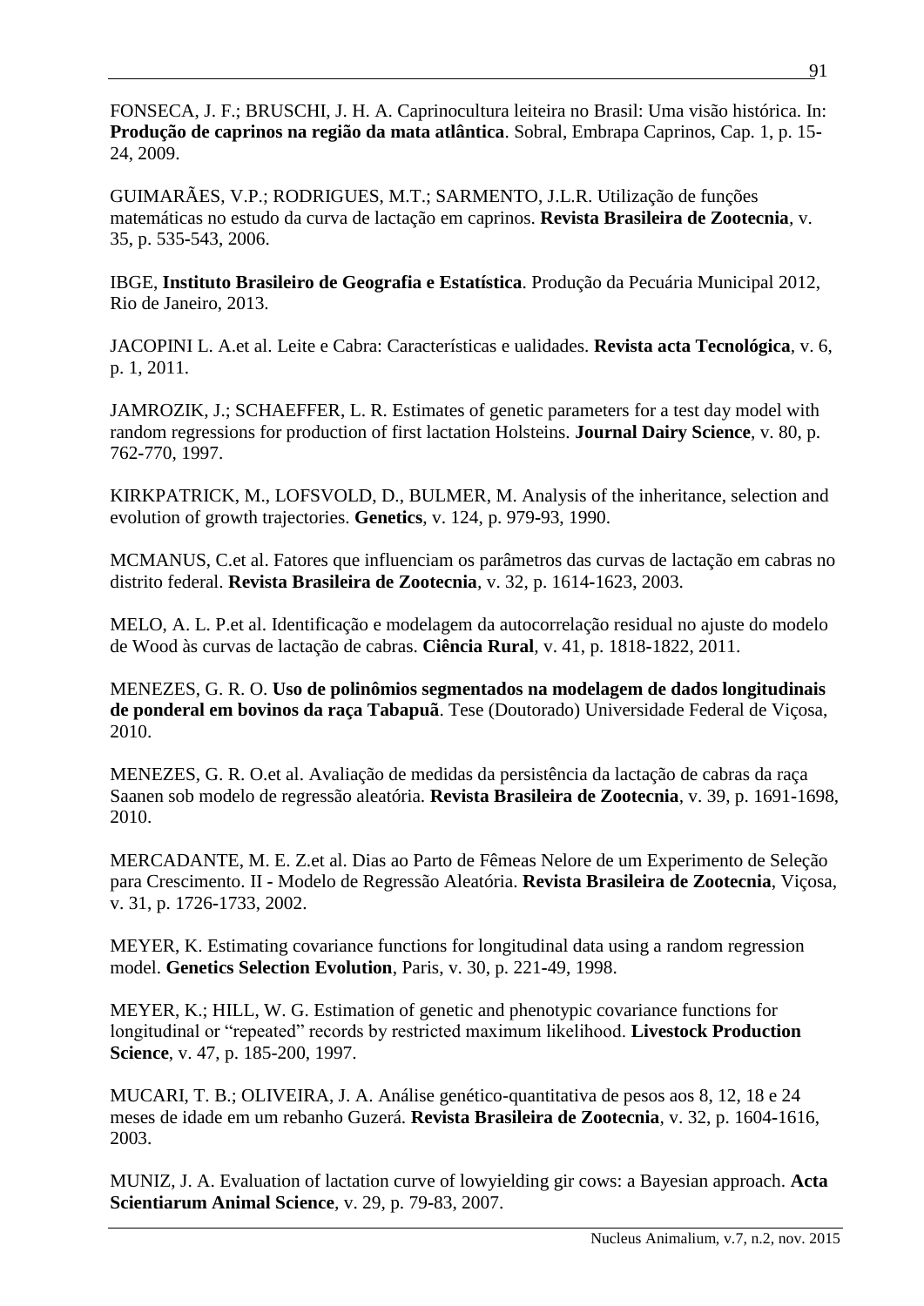FONSECA, J. F.; BRUSCHI, J. H. A. Caprinocultura leiteira no Brasil: Uma visão histórica. In: **Produção de caprinos na região da mata atlântica**. Sobral, Embrapa Caprinos, Cap. 1, p. 15-24, 2009.

GUIMARÃES, V.P.; RODRIGUES, M.T.; SARMENTO, J.L.R. Utilização de funções matemáticas no estudo da curva de lactação em caprinos. **Revista Brasileira de Zootecnia**, v. 35, p. 535-543, 2006.

IBGE, **Instituto Brasileiro de Geografia e Estatística**. Produção da Pecuária Municipal 2012, Rio de Janeiro, 2013.

JACOPINI L. A.et al. Leite e Cabra: Características e ualidades. **Revista acta Tecnológica**, v. 6, p. 1, 2011.

JAMROZIK, J.; SCHAEFFER, L. R. Estimates of genetic parameters for a test day model with random regressions for production of first lactation Holsteins. **Journal Dairy Science**, v. 80, p. 762-770, 1997.

KIRKPATRICK, M., LOFSVOLD, D., BULMER, M. Analysis of the inheritance, selection and evolution of growth trajectories. **Genetics**, v. 124, p. 979-93, 1990.

MCMANUS, C.et al. Fatores que influenciam os parâmetros das curvas de lactação em cabras no distrito federal. **Revista Brasileira de Zootecnia**, v. 32, p. 1614-1623, 2003.

MELO, A. L. P.et al. Identificação e modelagem da autocorrelação residual no ajuste do modelo de Wood às curvas de lactação de cabras. **Ciência Rural**, v. 41, p. 1818-1822, 2011.

MENEZES, G. R. O. **Uso de polinômios segmentados na modelagem de dados longitudinais de ponderal em bovinos da raça Tabapuã**. Tese (Doutorado) Universidade Federal de Viçosa, 2010.

MENEZES, G. R. O.et al. Avaliação de medidas da persistência da lactação de cabras da raça Saanen sob modelo de regressão aleatória. **Revista Brasileira de Zootecnia**, v. 39, p. 1691-1698, 2010.

MERCADANTE, M. E. Z.et al. Dias ao Parto de Fêmeas Nelore de um Experimento de Seleção para Crescimento. II - Modelo de Regressão Aleatória. **Revista Brasileira de Zootecnia**, Viçosa, v. 31, p. 1726-1733, 2002.

MEYER, K. Estimating covariance functions for longitudinal data using a random regression model. **Genetics Selection Evolution**, Paris, v. 30, p. 221-49, 1998.

MEYER, K.; HILL, W. G. Estimation of genetic and phenotypic covariance functions for longitudinal or "repeated" records by restricted maximum likelihood. **Livestock Production Science**, v. 47, p. 185-200, 1997.

MUCARI, T. B.; OLIVEIRA, J. A. Análise genético-quantitativa de pesos aos 8, 12, 18 e 24 meses de idade em um rebanho Guzerá. **Revista Brasileira de Zootecnia**, v. 32, p. 1604-1616, 2003.

MUNIZ, J. A. Evaluation of lactation curve of lowyielding gir cows: a Bayesian approach. **Acta Scientiarum Animal Science**, v. 29, p. 79-83, 2007.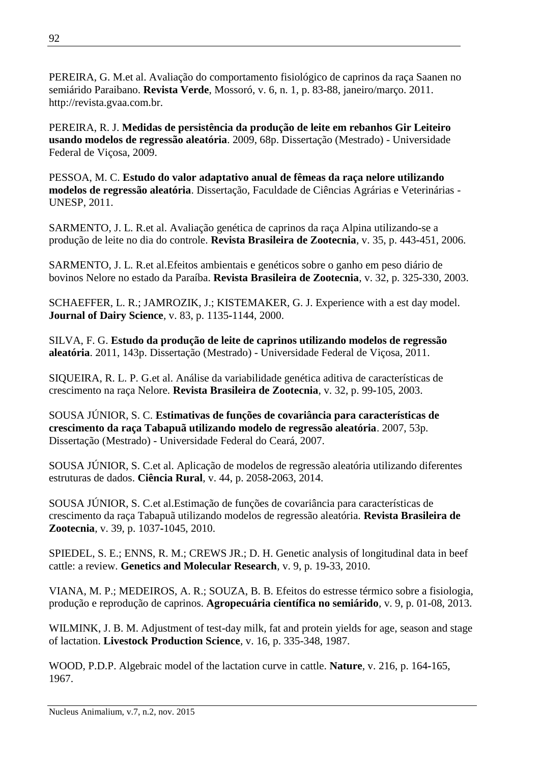PEREIRA, G. M.et al. Avaliação do comportamento fisiológico de caprinos da raça Saanen no semiárido Paraibano. **Revista Verde**, Mossoró, v. 6, n. 1, p. 83-88, janeiro/março. 2011. http://revista.gvaa.com.br.

PEREIRA, R. J. **Medidas de persistência da produção de leite em rebanhos Gir Leiteiro usando modelos de regressão aleatória**. 2009, 68p. Dissertação (Mestrado) - Universidade Federal de Viçosa, 2009.

PESSOA, M. C. **Estudo do valor adaptativo anual de fêmeas da raça nelore utilizando modelos de regressão aleatória**. Dissertação, Faculdade de Ciências Agrárias e Veterinárias - UNESP, 2011.

SARMENTO, J. L. R.et al. Avaliação genética de caprinos da raça Alpina utilizando-se a produção de leite no dia do controle. **Revista Brasileira de Zootecnia**, v. 35, p. 443-451, 2006.

SARMENTO, J. L. R.et al.Efeitos ambientais e genéticos sobre o ganho em peso diário de bovinos Nelore no estado da Paraíba. **Revista Brasileira de Zootecnia**, v. 32, p. 325-330, 2003.

SCHAEFFER, L. R.; JAMROZIK, J.; KISTEMAKER, G. J. Experience with a est day model. **Journal of Dairy Science**, v. 83, p. 1135-1144, 2000.

SILVA, F. G. **Estudo da produção de leite de caprinos utilizando modelos de regressão aleatória**. 2011, 143p. Dissertação (Mestrado) - Universidade Federal de Viçosa, 2011.

SIQUEIRA, R. L. P. G.et al. Análise da variabilidade genética aditiva de características de crescimento na raça Nelore. **Revista Brasileira de Zootecnia**, v. 32, p. 99-105, 2003.

SOUSA JÚNIOR, S. C. **Estimativas de funções de covariância para características de crescimento da raça Tabapuã utilizando modelo de regressão aleatória**. 2007, 53p. Dissertação (Mestrado) - Universidade Federal do Ceará, 2007.

SOUSA JÚNIOR, S. C.et al. Aplicação de modelos de regressão aleatória utilizando diferentes estruturas de dados. **Ciência Rural**, v. 44, p. 2058-2063, 2014.

SOUSA JÚNIOR, S. C.et al.Estimação de funções de covariância para características de crescimento da raça Tabapuã utilizando modelos de regressão aleatória. **Revista Brasileira de Zootecnia**, v. 39, p. 1037-1045, 2010.

SPIEDEL, S. E.; ENNS, R. M.; CREWS JR.; D. H. Genetic analysis of longitudinal data in beef cattle: a review. **Genetics and Molecular Research**, v. 9, p. 19-33, 2010.

VIANA, M. P.; MEDEIROS, A. R.; SOUZA, B. B. Efeitos do estresse térmico sobre a fisiologia, produção e reprodução de caprinos. **Agropecuária científica no semiárido**, v. 9, p. 01-08, 2013.

WILMINK, J. B. M. Adjustment of test-day milk, fat and protein yields for age, season and stage of lactation. **Livestock Production Science**, v. 16, p. 335-348, 1987.

WOOD, P.D.P. Algebraic model of the lactation curve in cattle. **Nature**, v. 216, p. 164-165, 1967.